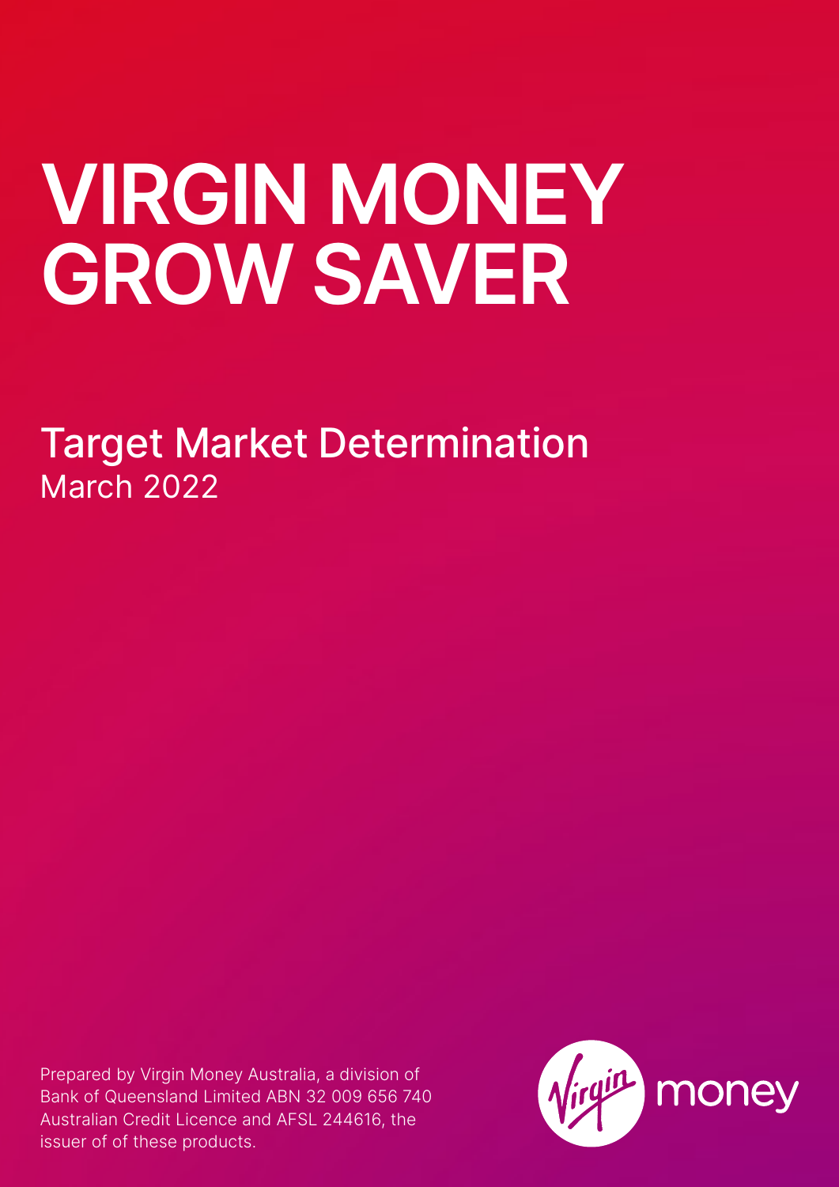# VIRGIN MONEY GROW SAVER

## Target Market Determination

March 2022

Prepared by Virgin Money Australia, a division of Bank of Queensland Limited ABN 32 009 656 740 Australian Credit Licence and AFSL 244616, the issuer of of these products.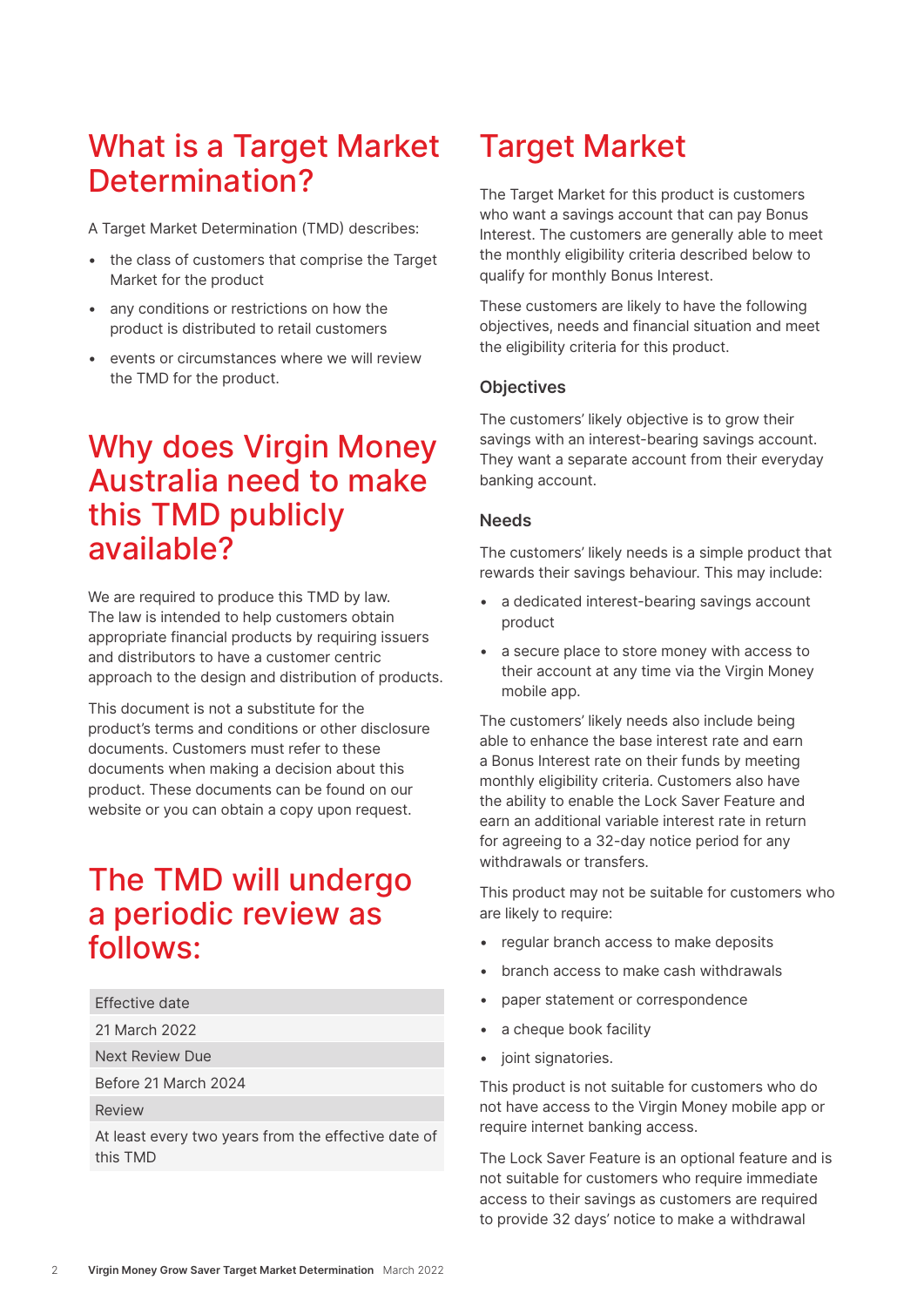# What is a Target Market Determination?

A Target Market Determination (TMD) describes:

- the class of customers that comprise the Target Market for the product
- any conditions or restrictions on how the product is distributed to retail customers
- events or circumstances where we will review the TMD for the product.

# Why does Virgin Money Australia need to make this TMD publicly available?

We are required to produce this TMD by law. The law is intended to help customers obtain appropriate financial products by requiring issuers and distributors to have a customer centric approach to the design and distribution of products.

This document is not a substitute for the product's terms and conditions or other disclosure documents. Customers must refer to these documents when making a decision about this product. These documents can be found on our website or you can obtain a copy upon request.

# The TMD will undergo a periodic review as follows:

| Effective date |
|---|
| 21 March 2022 |
| Next Review Due |
| Before 21 March 2024 |
| Review |
| At least every two years from the effective date of this TMD |

# Target Market

The Target Market for this product is customers who want a savings account that can pay Bonus Interest. The customers are generally able to meet the monthly eligibility criteria described below to qualify for monthly Bonus Interest.

These customers are likely to have the following objectives, needs and financial situation and meet the eligibility criteria for this product.

### Objectives

The customers' likely objective is to grow their savings with an interest-bearing savings account. They want a separate account from their everyday banking account.

### Needs

The customers' likely needs is a simple product that rewards their savings behaviour. This may include:

- a dedicated interest-bearing savings account product
- a secure place to store money with access to their account at any time via the Virgin Money mobile app.

The customers' likely needs also include being able to enhance the base interest rate and earn a Bonus Interest rate on their funds by meeting monthly eligibility criteria. Customers also have the ability to enable the Lock Saver Feature and earn an additional variable interest rate in return for agreeing to a 32-day notice period for any withdrawals or transfers.

This product may not be suitable for customers who are likely to require:

- regular branch access to make deposits
- branch access to make cash withdrawals
- paper statement or correspondence
- a cheque book facility
- joint signatories.

This product is not suitable for customers who do not have access to the Virgin Money mobile app or require internet banking access.

The Lock Saver Feature is an optional feature and is not suitable for customers who require immediate access to their savings as customers are required to provide 32 days' notice to make a withdrawal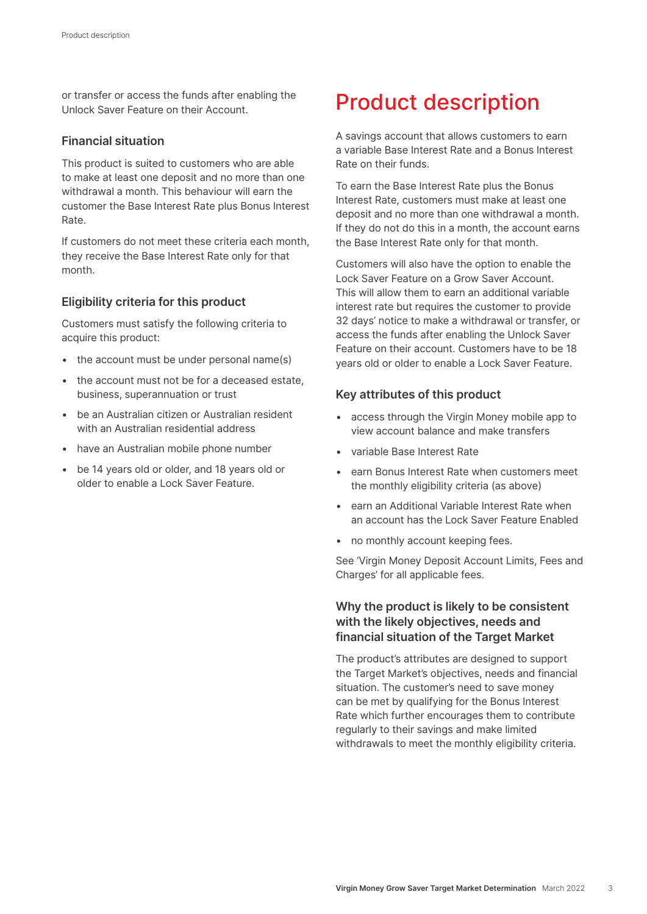or transfer or access the funds after enabling the Unlock Saver Feature on their Account.

### Financial situation

This product is suited to customers who are able to make at least one deposit and no more than one withdrawal a month. This behaviour will earn the customer the Base Interest Rate plus Bonus Interest Rate.

If customers do not meet these criteria each month, they receive the Base Interest Rate only for that month.

### Eligibility criteria for this product

Customers must satisfy the following criteria to acquire this product:

- the account must be under personal name(s)
- the account must not be for a deceased estate, business, superannuation or trust
- be an Australian citizen or Australian resident with an Australian residential address
- have an Australian mobile phone number
- be 14 years old or older, and 18 years old or older to enable a Lock Saver Feature.

# Product description

A savings account that allows customers to earn a variable Base Interest Rate and a Bonus Interest Rate on their funds.

To earn the Base Interest Rate plus the Bonus Interest Rate, customers must make at least one deposit and no more than one withdrawal a month. If they do not do this in a month, the account earns the Base Interest Rate only for that month.

Customers will also have the option to enable the Lock Saver Feature on a Grow Saver Account. This will allow them to earn an additional variable interest rate but requires the customer to provide 32 days' notice to make a withdrawal or transfer, or access the funds after enabling the Unlock Saver Feature on their account. Customers have to be 18 years old or older to enable a Lock Saver Feature.

### Key attributes of this product

- access through the Virgin Money mobile app to view account balance and make transfers
- variable Base Interest Rate
- earn Bonus Interest Rate when customers meet the monthly eligibility criteria (as above)
- earn an Additional Variable Interest Rate when an account has the Lock Saver Feature Enabled
- no monthly account keeping fees.

See 'Virgin Money Deposit Account Limits, Fees and Charges' for all applicable fees.

### Why the product is likely to be consistent with the likely objectives, needs and financial situation of the Target Market

The product's attributes are designed to support the Target Market's objectives, needs and financial situation. The customer's need to save money can be met by qualifying for the Bonus Interest Rate which further encourages them to contribute regularly to their savings and make limited withdrawals to meet the monthly eligibility criteria.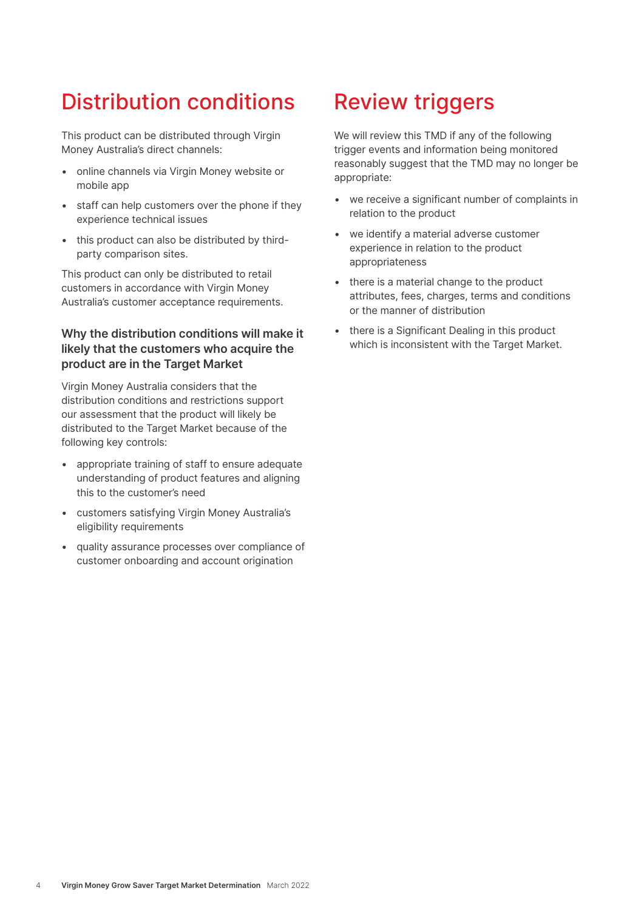## Distribution conditions

This product can be distributed through Virgin Money Australia's direct channels:

- online channels via Virgin Money website or mobile app
- staff can help customers over the phone if they experience technical issues
- this product can also be distributed by third-party comparison sites.

This product can only be distributed to retail customers in accordance with Virgin Money Australia's customer acceptance requirements.

### Why the distribution conditions will make it likely that the customers who acquire the product are in the Target Market

Virgin Money Australia considers that the distribution conditions and restrictions support our assessment that the product will likely be distributed to the Target Market because of the following key controls:

- appropriate training of staff to ensure adequate understanding of product features and aligning this to the customer's need
- customers satisfying Virgin Money Australia's eligibility requirements
- quality assurance processes over compliance of customer onboarding and account origination

## Review triggers

We will review this TMD if any of the following trigger events and information being monitored reasonably suggest that the TMD may no longer be appropriate:

- we receive a significant number of complaints in relation to the product
- we identify a material adverse customer experience in relation to the product appropriateness
- there is a material change to the product attributes, fees, charges, terms and conditions or the manner of distribution
- there is a Significant Dealing in this product which is inconsistent with the Target Market.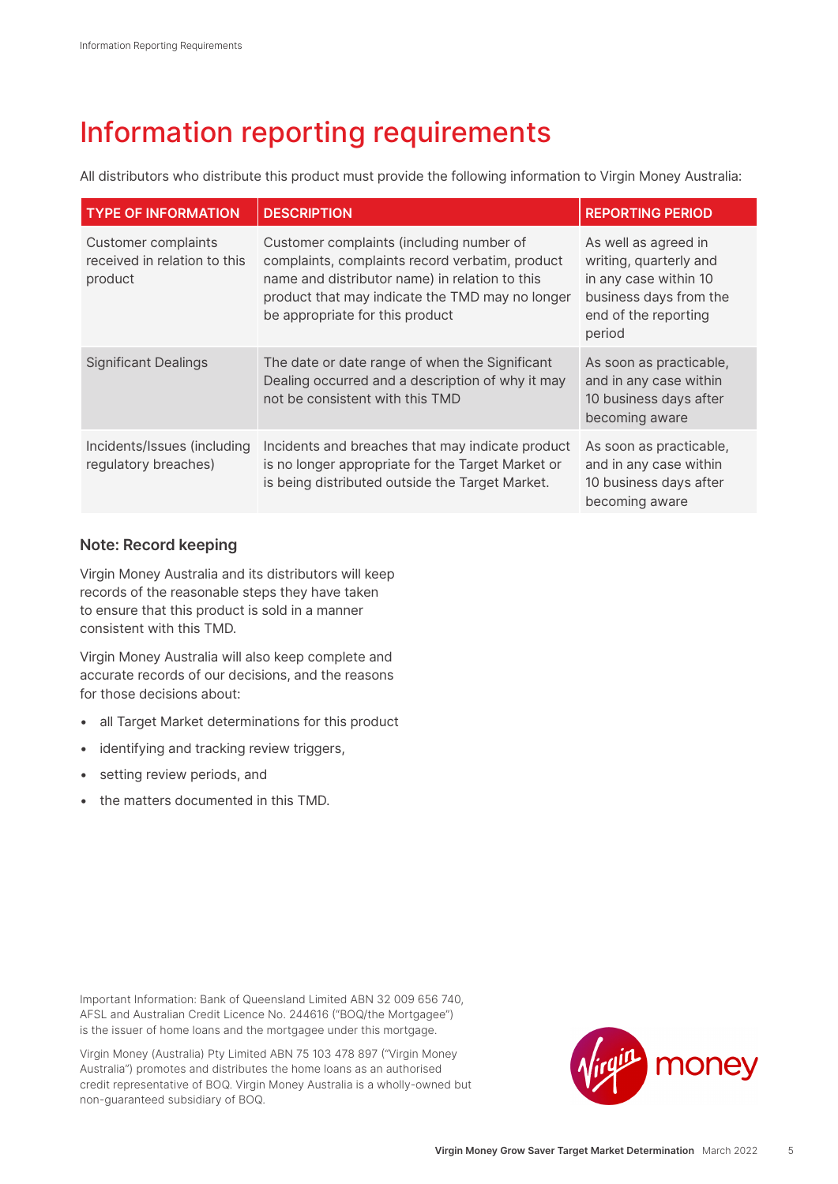# Information reporting requirements

All distributors who distribute this product must provide the following information to Virgin Money Australia:

| TYPE OF INFORMATION | DESCRIPTION | REPORTING PERIOD |
|---|---|---|
| Customer complaints received in relation to this product | Customer complaints (including number of complaints, complaints record verbatim, product name and distributor name) in relation to this product that may indicate the TMD may no longer be appropriate for this product | As well as agreed in writing, quarterly and in any case within 10 business days from the end of the reporting period |
| Significant Dealings | The date or date range of when the Significant Dealing occurred and a description of why it may not be consistent with this TMD | As soon as practicable, and in any case within 10 business days after becoming aware |
| Incidents/Issues (including regulatory breaches) | Incidents and breaches that may indicate product is no longer appropriate for the Target Market or is being distributed outside the Target Market. | As soon as practicable, and in any case within 10 business days after becoming aware |

### Note: Record keeping

Virgin Money Australia and its distributors will keep records of the reasonable steps they have taken to ensure that this product is sold in a manner consistent with this TMD.

Virgin Money Australia will also keep complete and accurate records of our decisions, and the reasons for those decisions about:

- all Target Market determinations for this product
- identifying and tracking review triggers,
- setting review periods, and
- the matters documented in this TMD.

Important Information: Bank of Queensland Limited ABN 32 009 656 740, AFSL and Australian Credit Licence No. 244616 ("BOQ/the Mortgagee") is the issuer of home loans and the mortgagee under this mortgage.

Virgin Money (Australia) Pty Limited ABN 75 103 478 897 ("Virgin Money Australia") promotes and distributes the home loans as an authorised credit representative of BOQ. Virgin Money Australia is a wholly-owned but non-guaranteed subsidiary of BOQ.